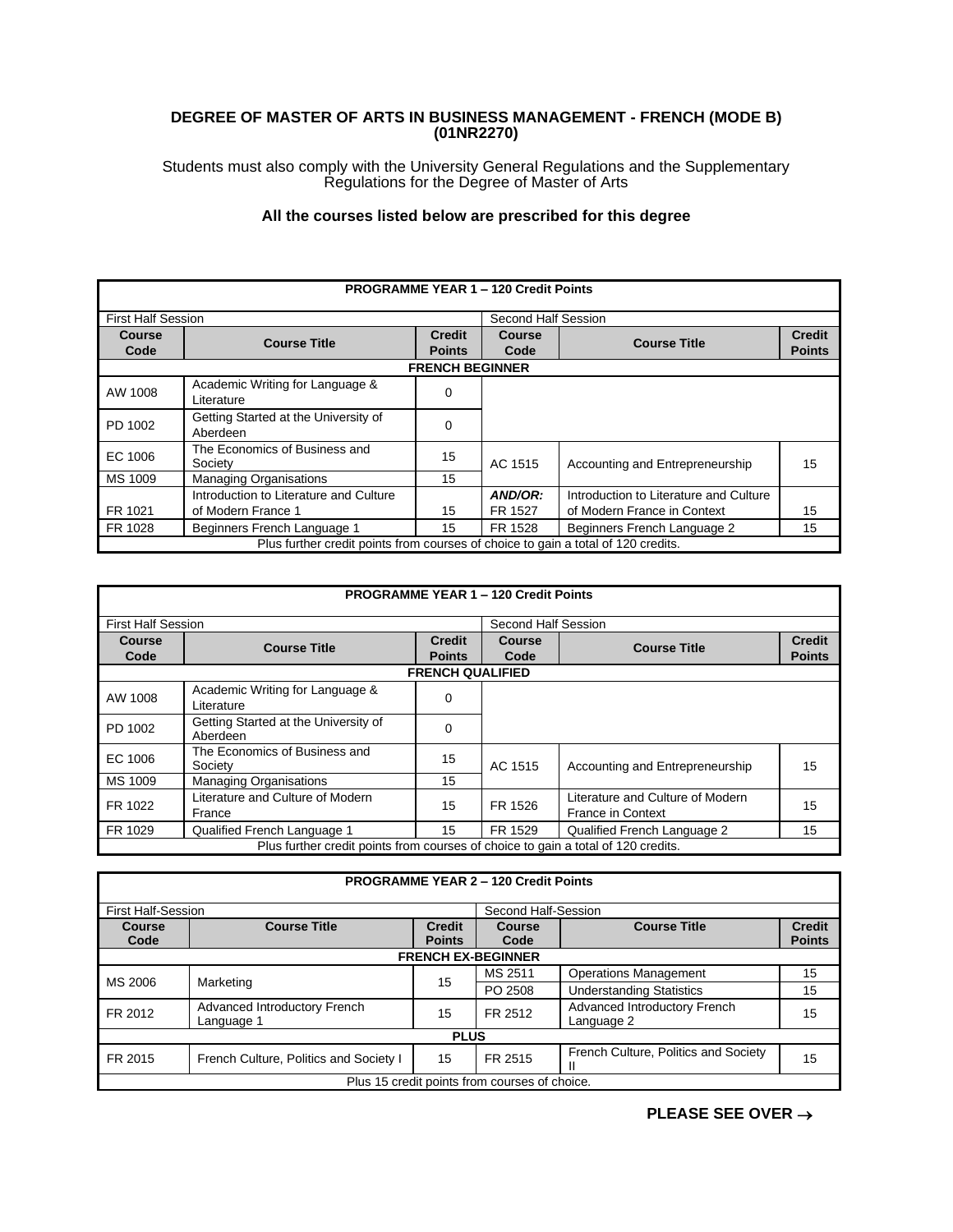**DEGREE OF MASTER OF ARTS IN BUSINESS MANAGEMENT - FRENCH (MODE B)
(01NR2270)**

Students must also comply with the University General Regulations and the Supplementary Regulations for the Degree of Master of Arts

**All the courses listed below are prescribed for this degree**

| PROGRAMME YEAR 1 – 120 Credit Points | | | | | |
|---|---|---|---|---|---|
| First Half Session | | | Second Half Session | | |
| **Course Code** | **Course Title** | **Credit Points** | **Course Code** | **Course Title** | **Credit Points** |
| **FRENCH BEGINNER** | | | | | |
| AW 1008 | Academic Writing for Language & Literature | 0 | | | |
| PD 1002 | Getting Started at the University of Aberdeen | 0 | | | |
| EC 1006 | The Economics of Business and Society | 15 | AC 1515 | Accounting and Entrepreneurship | 15 |
| MS 1009 | Managing Organisations | 15 | | | |
| FR 1021 | Introduction to Literature and Culture of Modern France 1 | 15 | ***AND/OR:*** FR 1527 | Introduction to Literature and Culture of Modern France in Context | 15 |
| FR 1028 | Beginners French Language 1 | 15 | FR 1528 | Beginners French Language 2 | 15 |
| Plus further credit points from courses of choice to gain a total of 120 credits. | | | | | |

| PROGRAMME YEAR 1 – 120 Credit Points | | | | | |
|---|---|---|---|---|---|
| First Half Session | | | Second Half Session | | |
| **Course Code** | **Course Title** | **Credit Points** | **Course Code** | **Course Title** | **Credit Points** |
| **FRENCH QUALIFIED** | | | | | |
| AW 1008 | Academic Writing for Language & Literature | 0 | | | |
| PD 1002 | Getting Started at the University of Aberdeen | 0 | | | |
| EC 1006 | The Economics of Business and Society | 15 | AC 1515 | Accounting and Entrepreneurship | 15 |
| MS 1009 | Managing Organisations | 15 | | | |
| FR 1022 | Literature and Culture of Modern France | 15 | FR 1526 | Literature and Culture of Modern France in Context | 15 |
| FR 1029 | Qualified French Language 1 | 15 | FR 1529 | Qualified French Language 2 | 15 |
| Plus further credit points from courses of choice to gain a total of 120 credits. | | | | | |

| PROGRAMME YEAR 2 – 120 Credit Points | | | | | |
|---|---|---|---|---|---|
| First Half-Session | | | Second Half-Session | | |
| **Course Code** | **Course Title** | **Credit Points** | **Course Code** | **Course Title** | **Credit Points** |
| **FRENCH EX-BEGINNER** | | | | | |
| MS 2006 | Marketing | 15 | MS 2511 | Operations Management | 15 |
| | | | PO 2508 | Understanding Statistics | 15 |
| FR 2012 | Advanced Introductory French Language 1 | 15 | FR 2512 | Advanced Introductory French Language 2 | 15 |
| **PLUS** | | | | | |
| FR 2015 | French Culture, Politics and Society I | 15 | FR 2515 | French Culture, Politics and Society II | 15 |
| Plus 15 credit points from courses of choice. | | | | | |

**PLEASE SEE OVER →**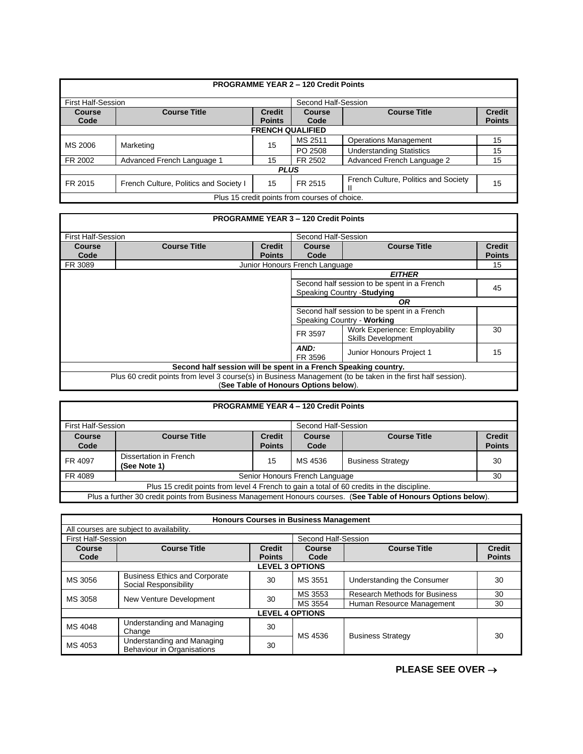| PROGRAMME YEAR 2 – 120 Credit Points | | | | | |
|---|---|---|---|---|---|
| First Half-Session | | | Second Half-Session | | |
| **Course Code** | **Course Title** | **Credit Points** | **Course Code** | **Course Title** | **Credit Points** |
| **FRENCH QUALIFIED** | | | | | |
| MS 2006 | Marketing | 15 | MS 2511 | Operations Management | 15 |
| | | | PO 2508 | Understanding Statistics | 15 |
| FR 2002 | Advanced French Language 1 | 15 | FR 2502 | Advanced French Language 2 | 15 |
| ***PLUS*** | | | | | |
| FR 2015 | French Culture, Politics and Society I | 15 | FR 2515 | French Culture, Politics and Society II | 15 |
| Plus 15 credit points from courses of choice. | | | | | |

| PROGRAMME YEAR 3 – 120 Credit Points | | | | | |
|---|---|---|---|---|---|
| First Half-Session | | | Second Half-Session | | |
| **Course Code** | **Course Title** | **Credit Points** | **Course Code** | **Course Title** | **Credit Points** |
| FR 3089 | Junior Honours French Language | | | | 15 |
| | | | ***EITHER*** | | |
| | | | Second half session to be spent in a French Speaking Country -**Studying** | | 45 |
| | | | ***OR*** | | |
| | | | Second half session to be spent in a French Speaking Country - **Working** | | |
| | | | FR 3597 | Work Experience: Employability Skills Development | 30 |
| | | | ***AND:*** FR 3596 | Junior Honours Project 1 | 15 |
| **Second half session will be spent in a French Speaking country.** | | | | | |
| Plus 60 credit points from level 3 course(s) in Business Management (to be taken in the first half session). (**See Table of Honours Options below**). | | | | | |

| PROGRAMME YEAR 4 – 120 Credit Points | | | | | |
|---|---|---|---|---|---|
| First Half-Session | | | Second Half-Session | | |
| **Course Code** | **Course Title** | **Credit Points** | **Course Code** | **Course Title** | **Credit Points** |
| FR 4097 | Dissertation in French **(See Note 1)** | 15 | MS 4536 | Business Strategy | 30 |
| FR 4089 | Senior Honours French Language | | | | 30 |
| Plus 15 credit points from level 4 French to gain a total of 60 credits in the discipline. | | | | | |
| Plus a further 30 credit points from Business Management Honours courses. (**See Table of Honours Options below**). | | | | | |

| Honours Courses in Business Management | | | | | |
|---|---|---|---|---|---|
| All courses are subject to availability. | | | | | |
| First Half-Session | | | Second Half-Session | | |
| **Course Code** | **Course Title** | **Credit Points** | **Course Code** | **Course Title** | **Credit Points** |
| **LEVEL 3 OPTIONS** | | | | | |
| MS 3056 | Business Ethics and Corporate Social Responsibility | 30 | MS 3551 | Understanding the Consumer | 30 |
| MS 3058 | New Venture Development | 30 | MS 3553 | Research Methods for Business | 30 |
| | | | MS 3554 | Human Resource Management | 30 |
| **LEVEL 4 OPTIONS** | | | | | |
| MS 4048 | Understanding and Managing Change | 30 | MS 4536 | Business Strategy | 30 |
| MS 4053 | Understanding and Managing Behaviour in Organisations | 30 | | | |

**PLEASE SEE OVER →**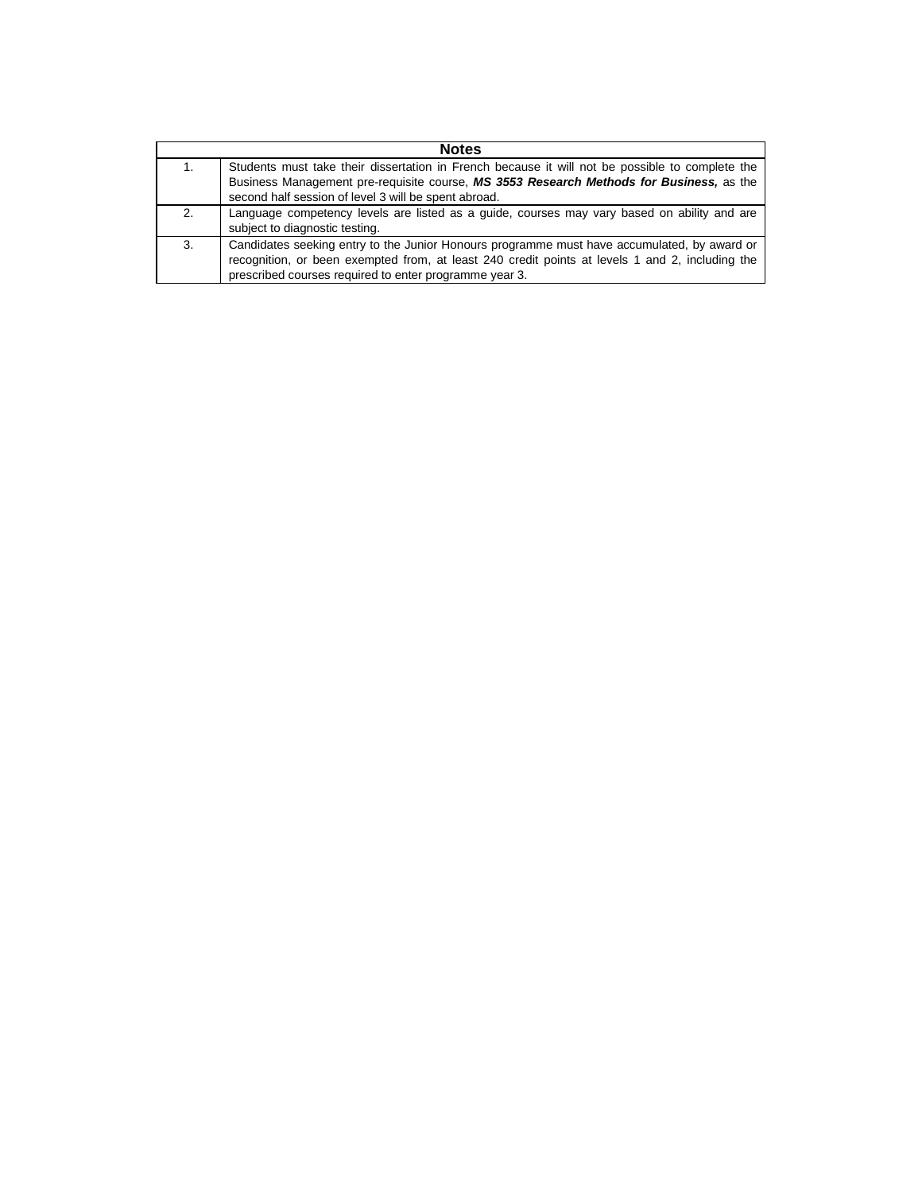| Notes | |
|---|---|
| 1. | Students must take their dissertation in French because it will not be possible to complete the Business Management pre-requisite course, ***MS 3553 Research Methods for Business,*** as the second half session of level 3 will be spent abroad. |
| 2. | Language competency levels are listed as a guide, courses may vary based on ability and are subject to diagnostic testing. |
| 3. | Candidates seeking entry to the Junior Honours programme must have accumulated, by award or recognition, or been exempted from, at least 240 credit points at levels 1 and 2, including the prescribed courses required to enter programme year 3. |